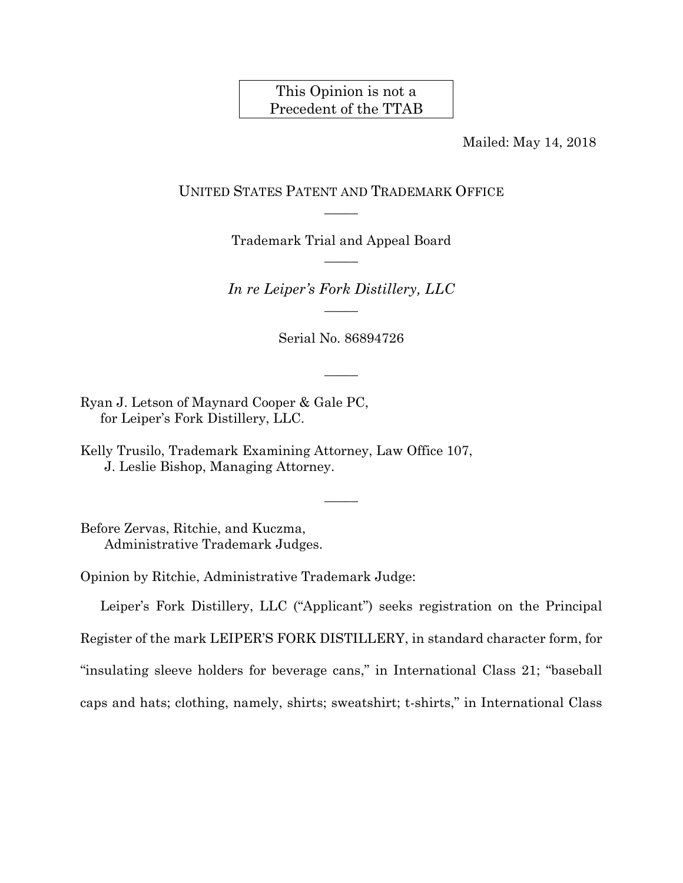This Opinion is not a Precedent of the TTAB

Mailed: May 14, 2018

UNITED STATES PATENT AND TRADEMARK OFFICE

Trademark Trial and Appeal Board

*In re Leiper's Fork Distillery, LLC*

Serial No. 86894726

Ryan J. Letson of Maynard Cooper & Gale PC,
for Leiper's Fork Distillery, LLC.

Kelly Trusilo, Trademark Examining Attorney, Law Office 107,
J. Leslie Bishop, Managing Attorney.

Before Zervas, Ritchie, and Kuczma,
Administrative Trademark Judges.

Opinion by Ritchie, Administrative Trademark Judge:

Leiper's Fork Distillery, LLC ("Applicant") seeks registration on the Principal Register of the mark LEIPER'S FORK DISTILLERY, in standard character form, for "insulating sleeve holders for beverage cans," in International Class 21; "baseball caps and hats; clothing, namely, shirts; sweatshirt; t-shirts," in International Class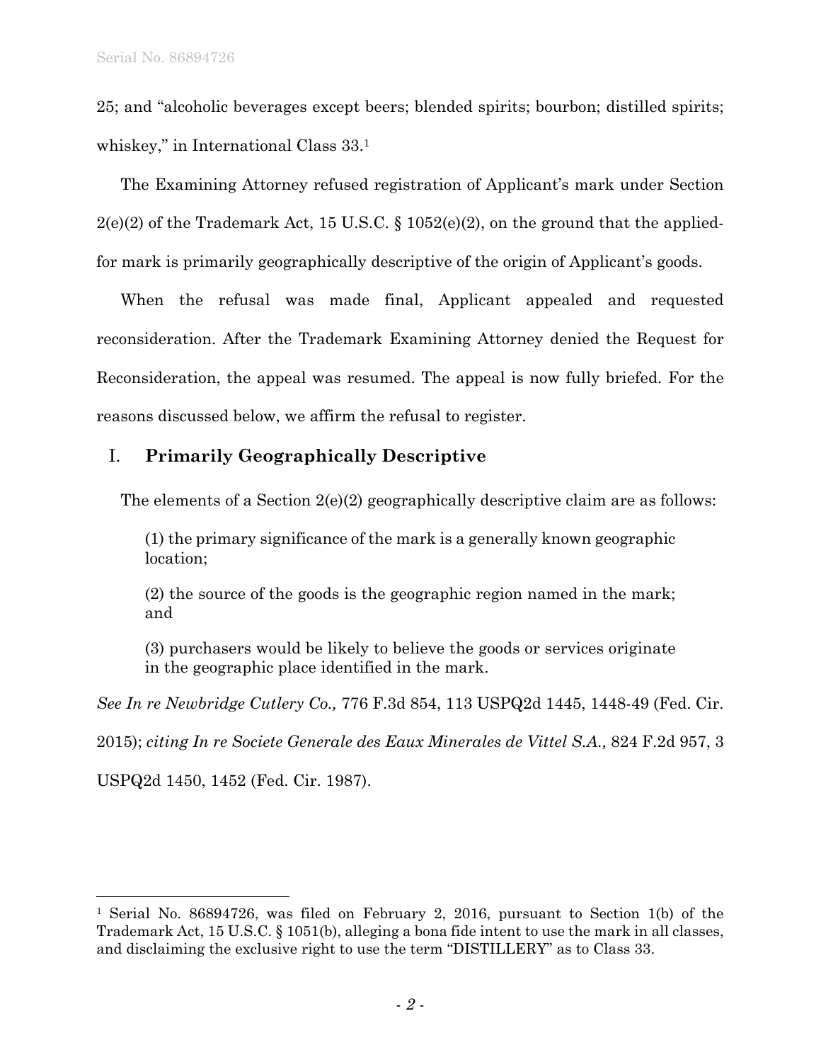25; and "alcoholic beverages except beers; blended spirits; bourbon; distilled spirits; whiskey," in International Class 33.[1]

The Examining Attorney refused registration of Applicant's mark under Section 2(e)(2) of the Trademark Act, 15 U.S.C. § 1052(e)(2), on the ground that the applied-for mark is primarily geographically descriptive of the origin of Applicant's goods.

When the refusal was made final, Applicant appealed and requested reconsideration. After the Trademark Examining Attorney denied the Request for Reconsideration, the appeal was resumed. The appeal is now fully briefed. For the reasons discussed below, we affirm the refusal to register.

## I. **Primarily Geographically Descriptive**

The elements of a Section 2(e)(2) geographically descriptive claim are as follows:

> (1) the primary significance of the mark is a generally known geographic location;
>
> (2) the source of the goods is the geographic region named in the mark; and
>
> (3) purchasers would be likely to believe the goods or services originate in the geographic place identified in the mark.

*See In re Newbridge Cutlery Co.,* 776 F.3d 854, 113 USPQ2d 1445, 1448-49 (Fed. Cir. 2015); *citing In re Societe Generale des Eaux Minerales de Vittel S.A.,* 824 F.2d 957, 3 USPQ2d 1450, 1452 (Fed. Cir. 1987).

---

[1] Serial No. 86894726, was filed on February 2, 2016, pursuant to Section 1(b) of the Trademark Act, 15 U.S.C. § 1051(b), alleging a bona fide intent to use the mark in all classes, and disclaiming the exclusive right to use the term "DISTILLERY" as to Class 33.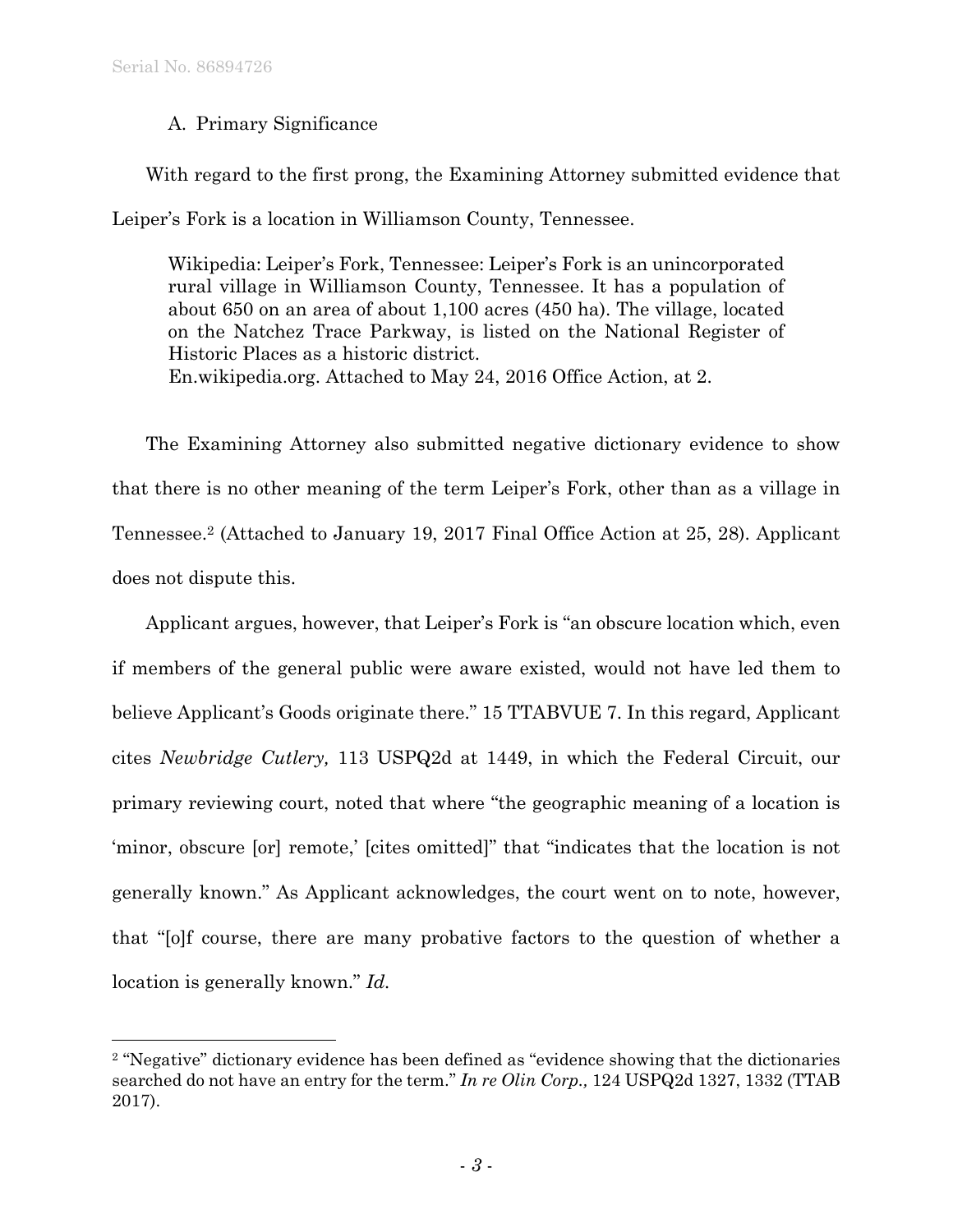### A. Primary Significance

With regard to the first prong, the Examining Attorney submitted evidence that Leiper's Fork is a location in Williamson County, Tennessee.

> Wikipedia: Leiper's Fork, Tennessee: Leiper's Fork is an unincorporated rural village in Williamson County, Tennessee. It has a population of about 650 on an area of about 1,100 acres (450 ha). The village, located on the Natchez Trace Parkway, is listed on the National Register of Historic Places as a historic district.
> En.wikipedia.org. Attached to May 24, 2016 Office Action, at 2.

The Examining Attorney also submitted negative dictionary evidence to show that there is no other meaning of the term Leiper's Fork, other than as a village in Tennessee.[2] (Attached to January 19, 2017 Final Office Action at 25, 28). Applicant does not dispute this.

Applicant argues, however, that Leiper's Fork is "an obscure location which, even if members of the general public were aware existed, would not have led them to believe Applicant's Goods originate there." 15 TTABVUE 7. In this regard, Applicant cites *Newbridge Cutlery,* 113 USPQ2d at 1449, in which the Federal Circuit, our primary reviewing court, noted that where "the geographic meaning of a location is 'minor, obscure [or] remote,' [cites omitted]" that "indicates that the location is not generally known." As Applicant acknowledges, the court went on to note, however, that "[o]f course, there are many probative factors to the question of whether a location is generally known." *Id.*

---

[2] "Negative" dictionary evidence has been defined as "evidence showing that the dictionaries searched do not have an entry for the term." *In re Olin Corp.,* 124 USPQ2d 1327, 1332 (TTAB 2017).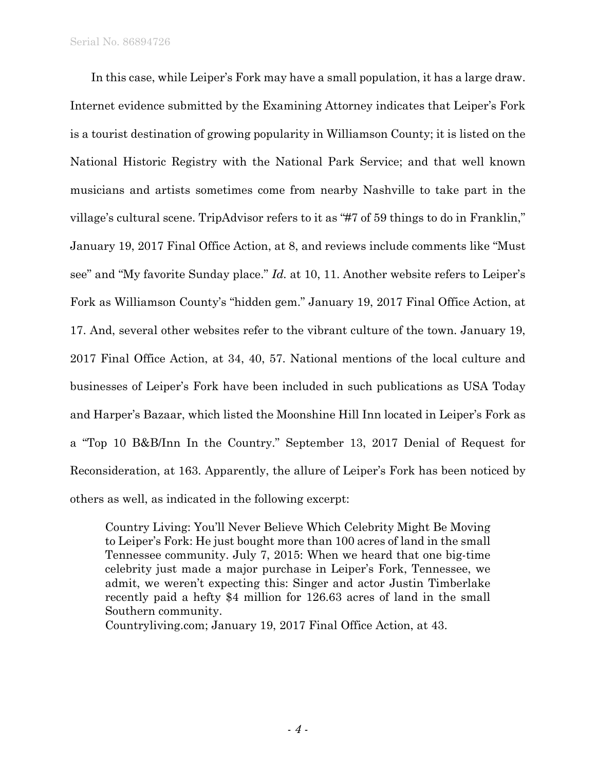In this case, while Leiper's Fork may have a small population, it has a large draw. Internet evidence submitted by the Examining Attorney indicates that Leiper's Fork is a tourist destination of growing popularity in Williamson County; it is listed on the National Historic Registry with the National Park Service; and that well known musicians and artists sometimes come from nearby Nashville to take part in the village's cultural scene. TripAdvisor refers to it as "#7 of 59 things to do in Franklin," January 19, 2017 Final Office Action, at 8, and reviews include comments like "Must see" and "My favorite Sunday place." *Id.* at 10, 11. Another website refers to Leiper's Fork as Williamson County's "hidden gem." January 19, 2017 Final Office Action, at 17. And, several other websites refer to the vibrant culture of the town. January 19, 2017 Final Office Action, at 34, 40, 57. National mentions of the local culture and businesses of Leiper's Fork have been included in such publications as USA Today and Harper's Bazaar, which listed the Moonshine Hill Inn located in Leiper's Fork as a "Top 10 B&B/Inn In the Country." September 13, 2017 Denial of Request for Reconsideration, at 163. Apparently, the allure of Leiper's Fork has been noticed by others as well, as indicated in the following excerpt:

> Country Living: You'll Never Believe Which Celebrity Might Be Moving to Leiper's Fork: He just bought more than 100 acres of land in the small Tennessee community. July 7, 2015: When we heard that one big-time celebrity just made a major purchase in Leiper's Fork, Tennessee, we admit, we weren't expecting this: Singer and actor Justin Timberlake recently paid a hefty $4 million for 126.63 acres of land in the small Southern community.
>
> Countryliving.com; January 19, 2017 Final Office Action, at 43.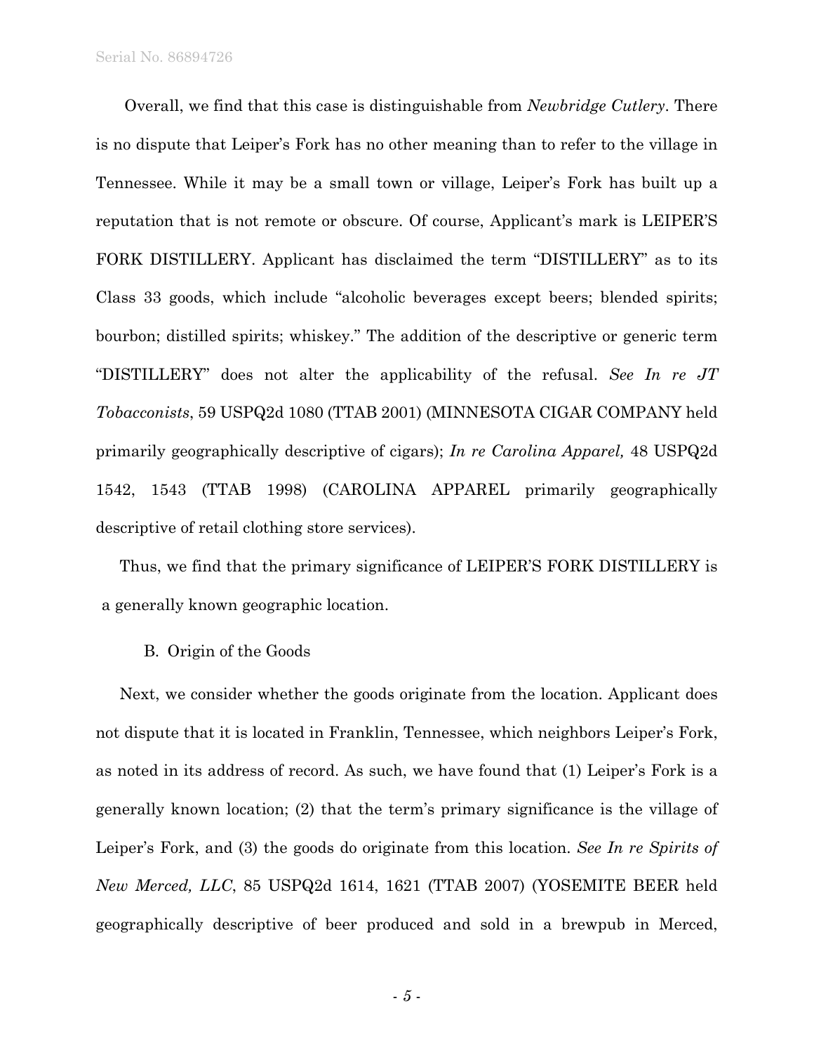Overall, we find that this case is distinguishable from *Newbridge Cutlery*. There is no dispute that Leiper's Fork has no other meaning than to refer to the village in Tennessee. While it may be a small town or village, Leiper's Fork has built up a reputation that is not remote or obscure. Of course, Applicant's mark is LEIPER'S FORK DISTILLERY. Applicant has disclaimed the term "DISTILLERY" as to its Class 33 goods, which include "alcoholic beverages except beers; blended spirits; bourbon; distilled spirits; whiskey." The addition of the descriptive or generic term "DISTILLERY" does not alter the applicability of the refusal. *See In re JT Tobacconists*, 59 USPQ2d 1080 (TTAB 2001) (MINNESOTA CIGAR COMPANY held primarily geographically descriptive of cigars); *In re Carolina Apparel,* 48 USPQ2d 1542, 1543 (TTAB 1998) (CAROLINA APPAREL primarily geographically descriptive of retail clothing store services).

Thus, we find that the primary significance of LEIPER'S FORK DISTILLERY is a generally known geographic location.

B. Origin of the Goods

Next, we consider whether the goods originate from the location. Applicant does not dispute that it is located in Franklin, Tennessee, which neighbors Leiper's Fork, as noted in its address of record. As such, we have found that (1) Leiper's Fork is a generally known location; (2) that the term's primary significance is the village of Leiper's Fork, and (3) the goods do originate from this location. *See In re Spirits of New Merced, LLC*, 85 USPQ2d 1614, 1621 (TTAB 2007) (YOSEMITE BEER held geographically descriptive of beer produced and sold in a brewpub in Merced,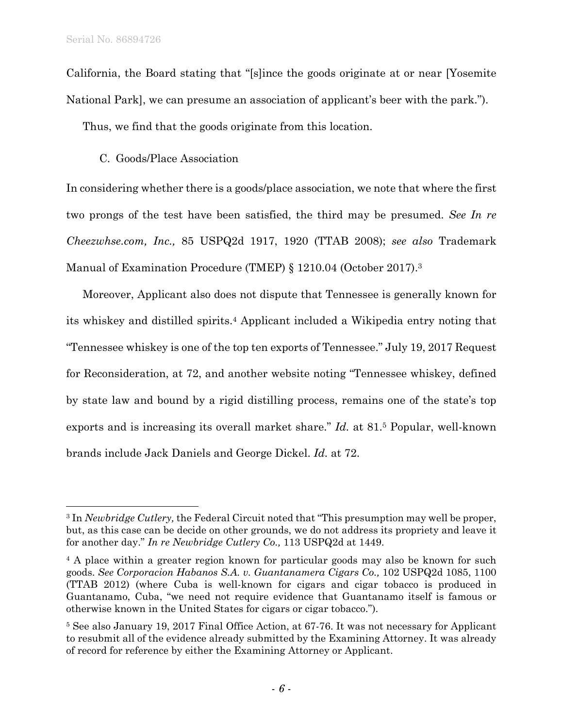California, the Board stating that "[s]ince the goods originate at or near [Yosemite National Park], we can presume an association of applicant's beer with the park.").

Thus, we find that the goods originate from this location.

### C. Goods/Place Association

In considering whether there is a goods/place association, we note that where the first two prongs of the test have been satisfied, the third may be presumed. *See In re Cheezwhse.com, Inc.,* 85 USPQ2d 1917, 1920 (TTAB 2008); *see also* Trademark Manual of Examination Procedure (TMEP) § 1210.04 (October 2017).[3]

Moreover, Applicant also does not dispute that Tennessee is generally known for its whiskey and distilled spirits.[4] Applicant included a Wikipedia entry noting that "Tennessee whiskey is one of the top ten exports of Tennessee." July 19, 2017 Request for Reconsideration, at 72, and another website noting "Tennessee whiskey, defined by state law and bound by a rigid distilling process, remains one of the state's top exports and is increasing its overall market share." *Id.* at 81.[5] Popular, well-known brands include Jack Daniels and George Dickel. *Id.* at 72.

---

[3] In *Newbridge Cutlery,* the Federal Circuit noted that "This presumption may well be proper, but, as this case can be decide on other grounds, we do not address its propriety and leave it for another day." *In re Newbridge Cutlery Co.,* 113 USPQ2d at 1449.

[4] A place within a greater region known for particular goods may also be known for such goods. *See Corporacion Habanos S.A. v. Guantanamera Cigars Co.,* 102 USPQ2d 1085, 1100 (TTAB 2012) (where Cuba is well-known for cigars and cigar tobacco is produced in Guantanamo, Cuba, "we need not require evidence that Guantanamo itself is famous or otherwise known in the United States for cigars or cigar tobacco.").

[5] See also January 19, 2017 Final Office Action, at 67-76. It was not necessary for Applicant to resubmit all of the evidence already submitted by the Examining Attorney. It was already of record for reference by either the Examining Attorney or Applicant.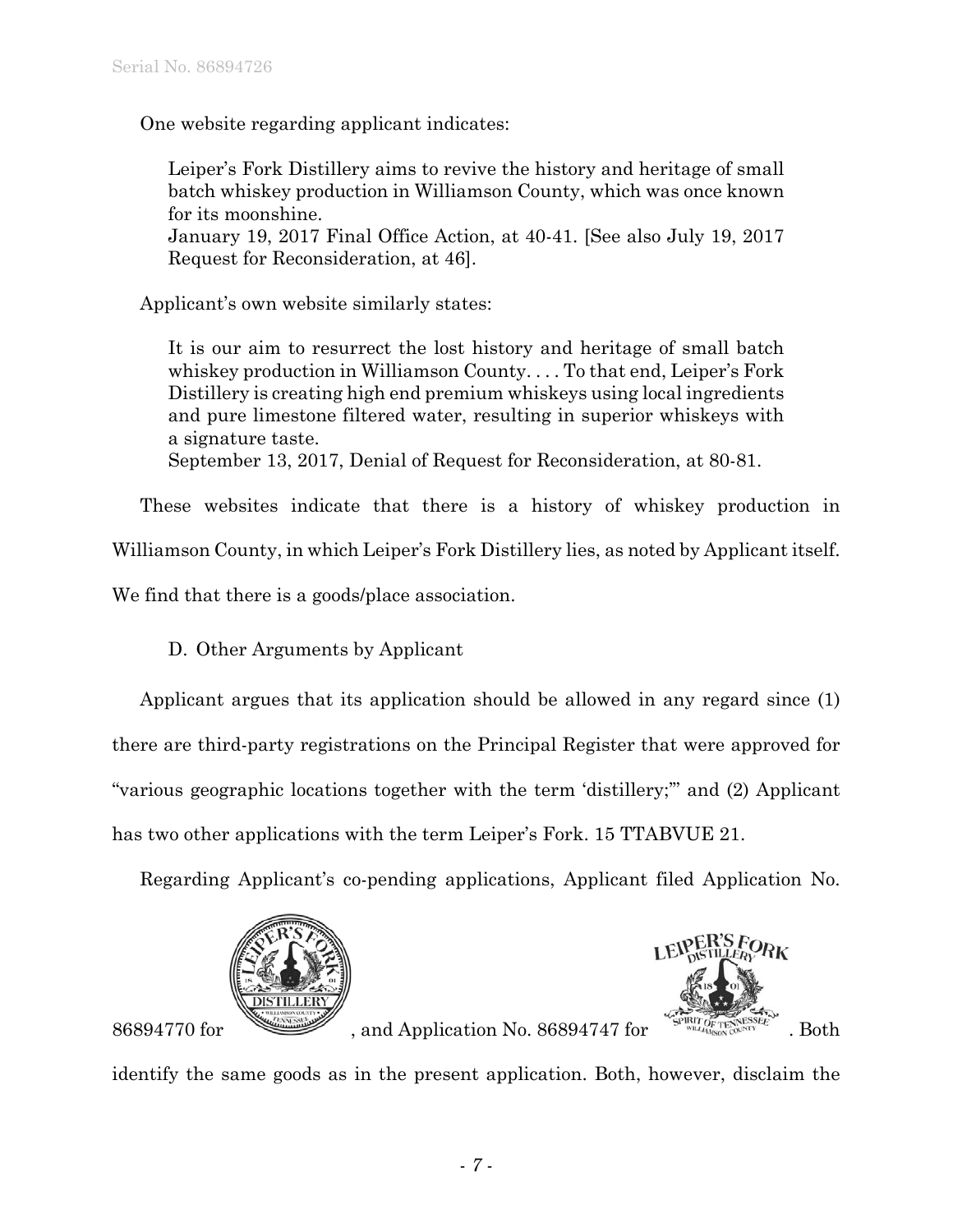One website regarding applicant indicates:

> Leiper's Fork Distillery aims to revive the history and heritage of small batch whiskey production in Williamson County, which was once known for its moonshine.
> January 19, 2017 Final Office Action, at 40-41. [See also July 19, 2017 Request for Reconsideration, at 46].

Applicant's own website similarly states:

> It is our aim to resurrect the lost history and heritage of small batch whiskey production in Williamson County. . . . To that end, Leiper's Fork Distillery is creating high end premium whiskeys using local ingredients and pure limestone filtered water, resulting in superior whiskeys with a signature taste.
> September 13, 2017, Denial of Request for Reconsideration, at 80-81.

These websites indicate that there is a history of whiskey production in Williamson County, in which Leiper's Fork Distillery lies, as noted by Applicant itself. We find that there is a goods/place association.

D. Other Arguments by Applicant

Applicant argues that its application should be allowed in any regard since (1) there are third-party registrations on the Principal Register that were approved for "various geographic locations together with the term 'distillery;'" and (2) Applicant has two other applications with the term Leiper's Fork. 15 TTABVUE 21.

Regarding Applicant's co-pending applications, Applicant filed Application No. 86894770 for [design mark], and Application No. 86894747 for [design mark]. Both identify the same goods as in the present application. Both, however, disclaim the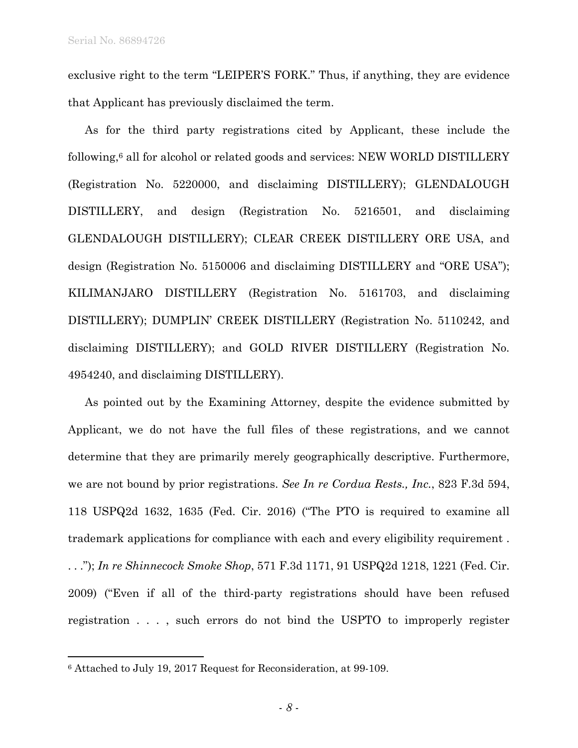exclusive right to the term "LEIPER'S FORK." Thus, if anything, they are evidence that Applicant has previously disclaimed the term.

As for the third party registrations cited by Applicant, these include the following,[6] all for alcohol or related goods and services: NEW WORLD DISTILLERY (Registration No. 5220000, and disclaiming DISTILLERY); GLENDALOUGH DISTILLERY, and design (Registration No. 5216501, and disclaiming GLENDALOUGH DISTILLERY); CLEAR CREEK DISTILLERY ORE USA, and design (Registration No. 5150006 and disclaiming DISTILLERY and "ORE USA"); KILIMANJARO DISTILLERY (Registration No. 5161703, and disclaiming DISTILLERY); DUMPLIN' CREEK DISTILLERY (Registration No. 5110242, and disclaiming DISTILLERY); and GOLD RIVER DISTILLERY (Registration No. 4954240, and disclaiming DISTILLERY).

As pointed out by the Examining Attorney, despite the evidence submitted by Applicant, we do not have the full files of these registrations, and we cannot determine that they are primarily merely geographically descriptive. Furthermore, we are not bound by prior registrations. *See In re Cordua Rests., Inc.*, 823 F.3d 594, 118 USPQ2d 1632, 1635 (Fed. Cir. 2016) ("The PTO is required to examine all trademark applications for compliance with each and every eligibility requirement . . . ."); *In re Shinnecock Smoke Shop*, 571 F.3d 1171, 91 USPQ2d 1218, 1221 (Fed. Cir. 2009) ("Even if all of the third-party registrations should have been refused registration . . . , such errors do not bind the USPTO to improperly register

---

[6] Attached to July 19, 2017 Request for Reconsideration, at 99-109.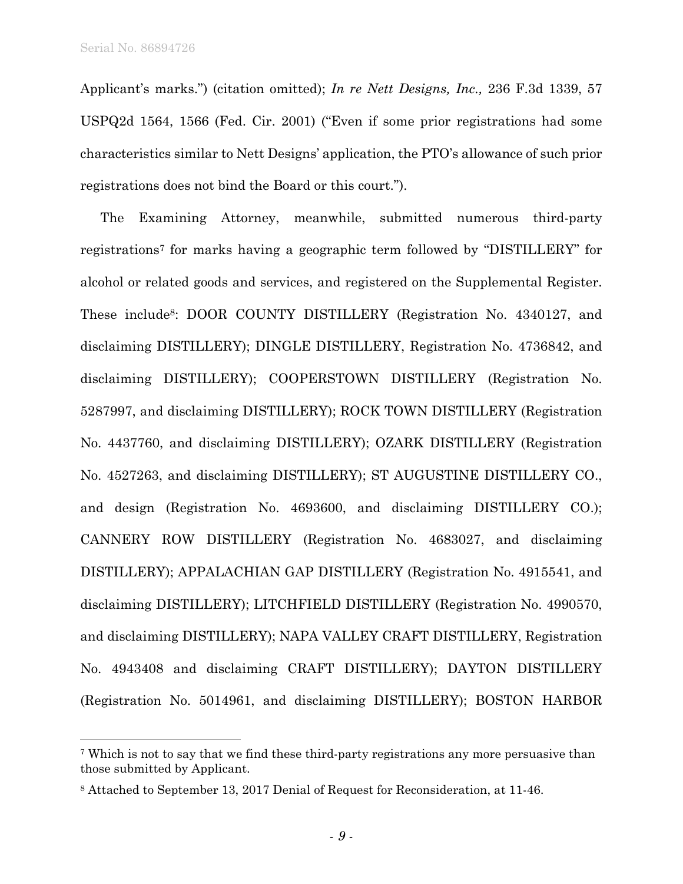Applicant's marks.") (citation omitted); *In re Nett Designs, Inc.,* 236 F.3d 1339, 57 USPQ2d 1564, 1566 (Fed. Cir. 2001) ("Even if some prior registrations had some characteristics similar to Nett Designs' application, the PTO's allowance of such prior registrations does not bind the Board or this court.").

The Examining Attorney, meanwhile, submitted numerous third-party registrations[7] for marks having a geographic term followed by "DISTILLERY" for alcohol or related goods and services, and registered on the Supplemental Register. These include[8]: DOOR COUNTY DISTILLERY (Registration No. 4340127, and disclaiming DISTILLERY); DINGLE DISTILLERY, Registration No. 4736842, and disclaiming DISTILLERY); COOPERSTOWN DISTILLERY (Registration No. 5287997, and disclaiming DISTILLERY); ROCK TOWN DISTILLERY (Registration No. 4437760, and disclaiming DISTILLERY); OZARK DISTILLERY (Registration No. 4527263, and disclaiming DISTILLERY); ST AUGUSTINE DISTILLERY CO., and design (Registration No. 4693600, and disclaiming DISTILLERY CO.); CANNERY ROW DISTILLERY (Registration No. 4683027, and disclaiming DISTILLERY); APPALACHIAN GAP DISTILLERY (Registration No. 4915541, and disclaiming DISTILLERY); LITCHFIELD DISTILLERY (Registration No. 4990570, and disclaiming DISTILLERY); NAPA VALLEY CRAFT DISTILLERY, Registration No. 4943408 and disclaiming CRAFT DISTILLERY); DAYTON DISTILLERY (Registration No. 5014961, and disclaiming DISTILLERY); BOSTON HARBOR

---

[7] Which is not to say that we find these third-party registrations any more persuasive than those submitted by Applicant.

[8] Attached to September 13, 2017 Denial of Request for Reconsideration, at 11-46.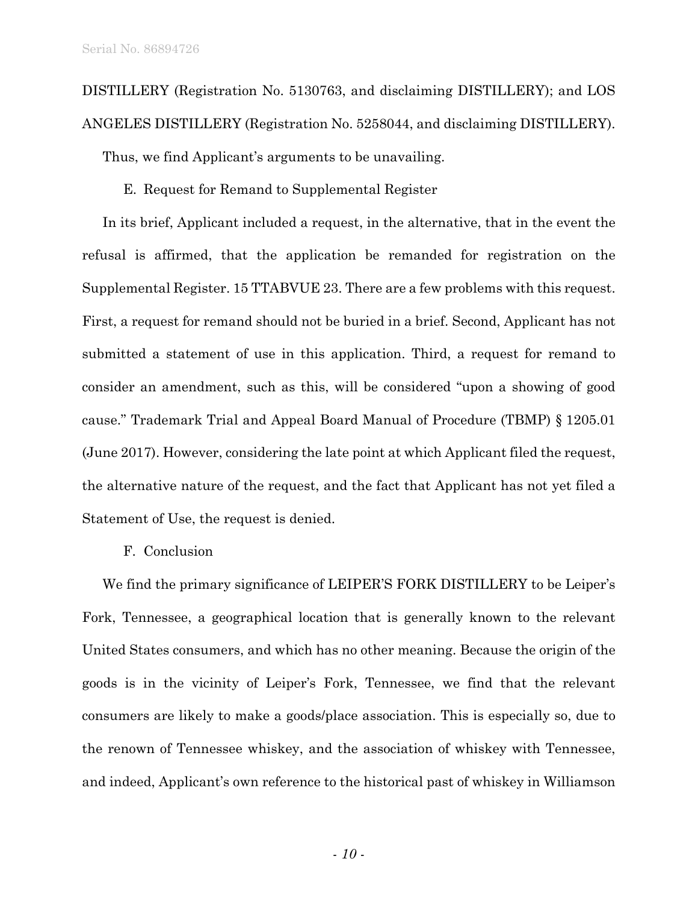DISTILLERY (Registration No. 5130763, and disclaiming DISTILLERY); and LOS ANGELES DISTILLERY (Registration No. 5258044, and disclaiming DISTILLERY).

Thus, we find Applicant's arguments to be unavailing.

### E. Request for Remand to Supplemental Register

In its brief, Applicant included a request, in the alternative, that in the event the refusal is affirmed, that the application be remanded for registration on the Supplemental Register. 15 TTABVUE 23. There are a few problems with this request. First, a request for remand should not be buried in a brief. Second, Applicant has not submitted a statement of use in this application. Third, a request for remand to consider an amendment, such as this, will be considered "upon a showing of good cause." Trademark Trial and Appeal Board Manual of Procedure (TBMP) § 1205.01 (June 2017). However, considering the late point at which Applicant filed the request, the alternative nature of the request, and the fact that Applicant has not yet filed a Statement of Use, the request is denied.

### F. Conclusion

We find the primary significance of LEIPER'S FORK DISTILLERY to be Leiper's Fork, Tennessee, a geographical location that is generally known to the relevant United States consumers, and which has no other meaning. Because the origin of the goods is in the vicinity of Leiper's Fork, Tennessee, we find that the relevant consumers are likely to make a goods/place association. This is especially so, due to the renown of Tennessee whiskey, and the association of whiskey with Tennessee, and indeed, Applicant's own reference to the historical past of whiskey in Williamson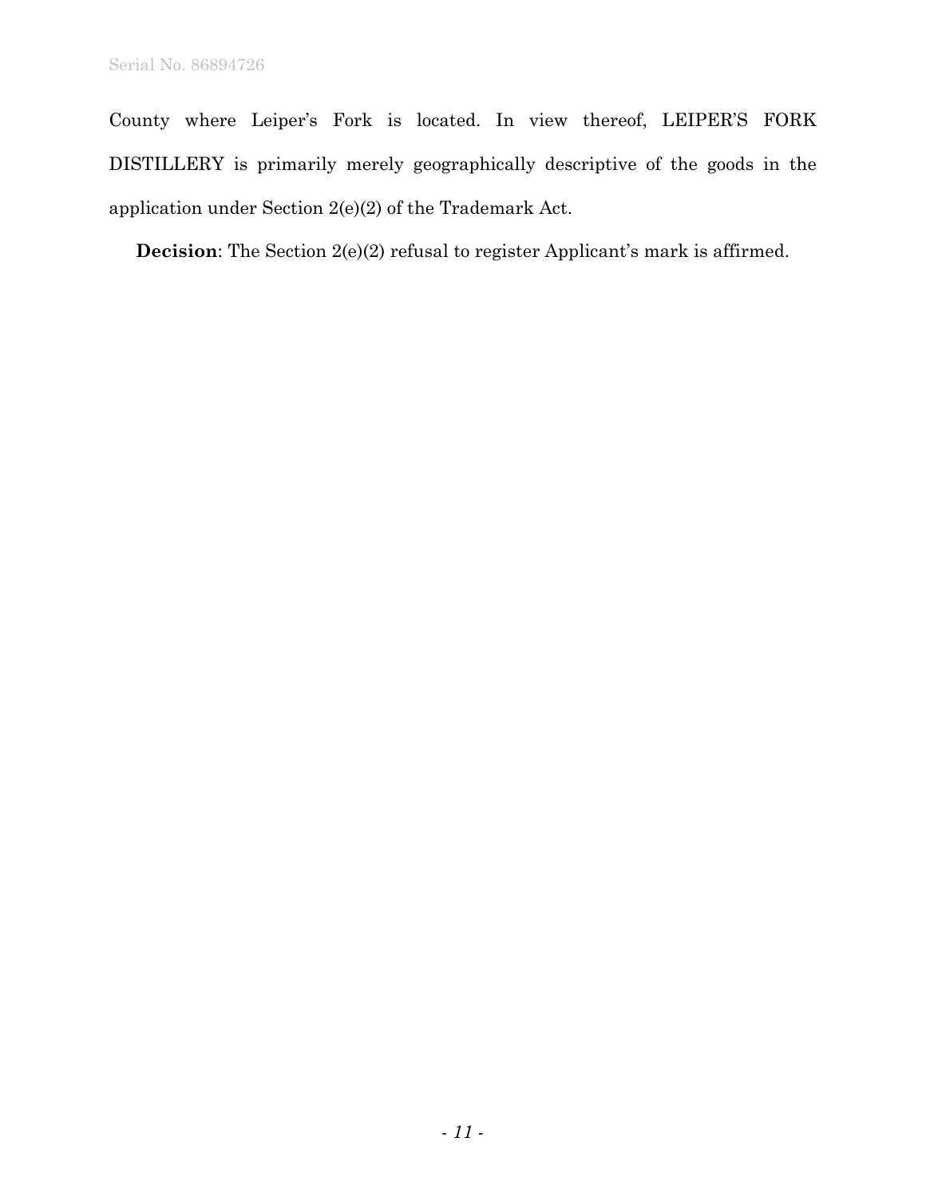County where Leiper's Fork is located. In view thereof, LEIPER'S FORK DISTILLERY is primarily merely geographically descriptive of the goods in the application under Section 2(e)(2) of the Trademark Act.

**Decision**: The Section 2(e)(2) refusal to register Applicant's mark is affirmed.